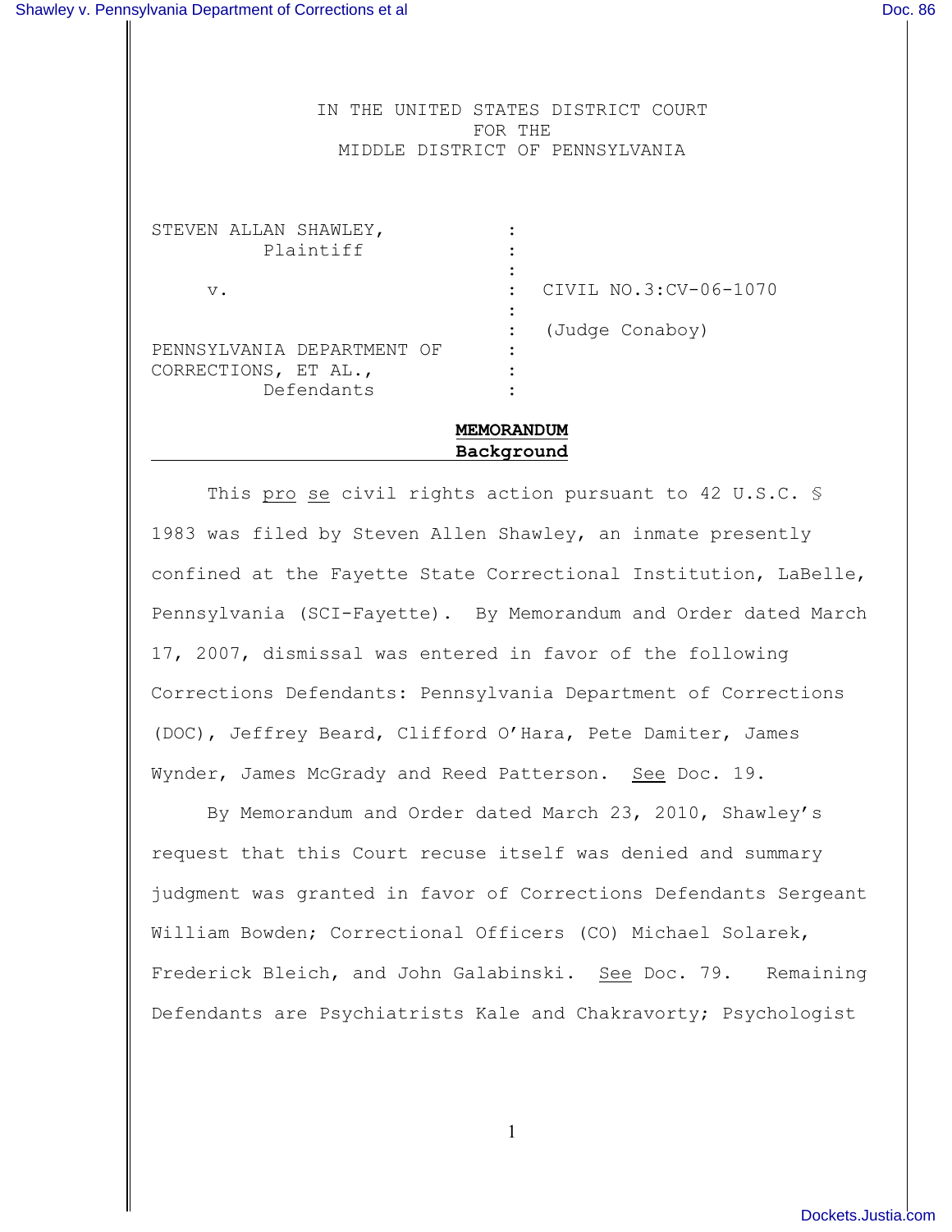IN THE UNITED STATES DISTRICT COURT
FOR THE
MIDDLE DISTRICT OF PENNSYLVANIA

STEVEN ALLAN SHAWLEY, Plaintiff

v. CIVIL NO.3:CV-06-1070

(Judge Conaboy)

PENNSYLVANIA DEPARTMENT OF CORRECTIONS, ET AL., Defendants

**MEMORANDUM**

**Background**

This pro se civil rights action pursuant to 42 U.S.C. § 1983 was filed by Steven Allen Shawley, an inmate presently confined at the Fayette State Correctional Institution, LaBelle, Pennsylvania (SCI-Fayette). By Memorandum and Order dated March 17, 2007, dismissal was entered in favor of the following Corrections Defendants: Pennsylvania Department of Corrections (DOC), Jeffrey Beard, Clifford O'Hara, Pete Damiter, James Wynder, James McGrady and Reed Patterson. See Doc. 19.

By Memorandum and Order dated March 23, 2010, Shawley's request that this Court recuse itself was denied and summary judgment was granted in favor of Corrections Defendants Sergeant William Bowden; Correctional Officers (CO) Michael Solarek, Frederick Bleich, and John Galabinski. See Doc. 79. Remaining Defendants are Psychiatrists Kale and Chakravorty; Psychologist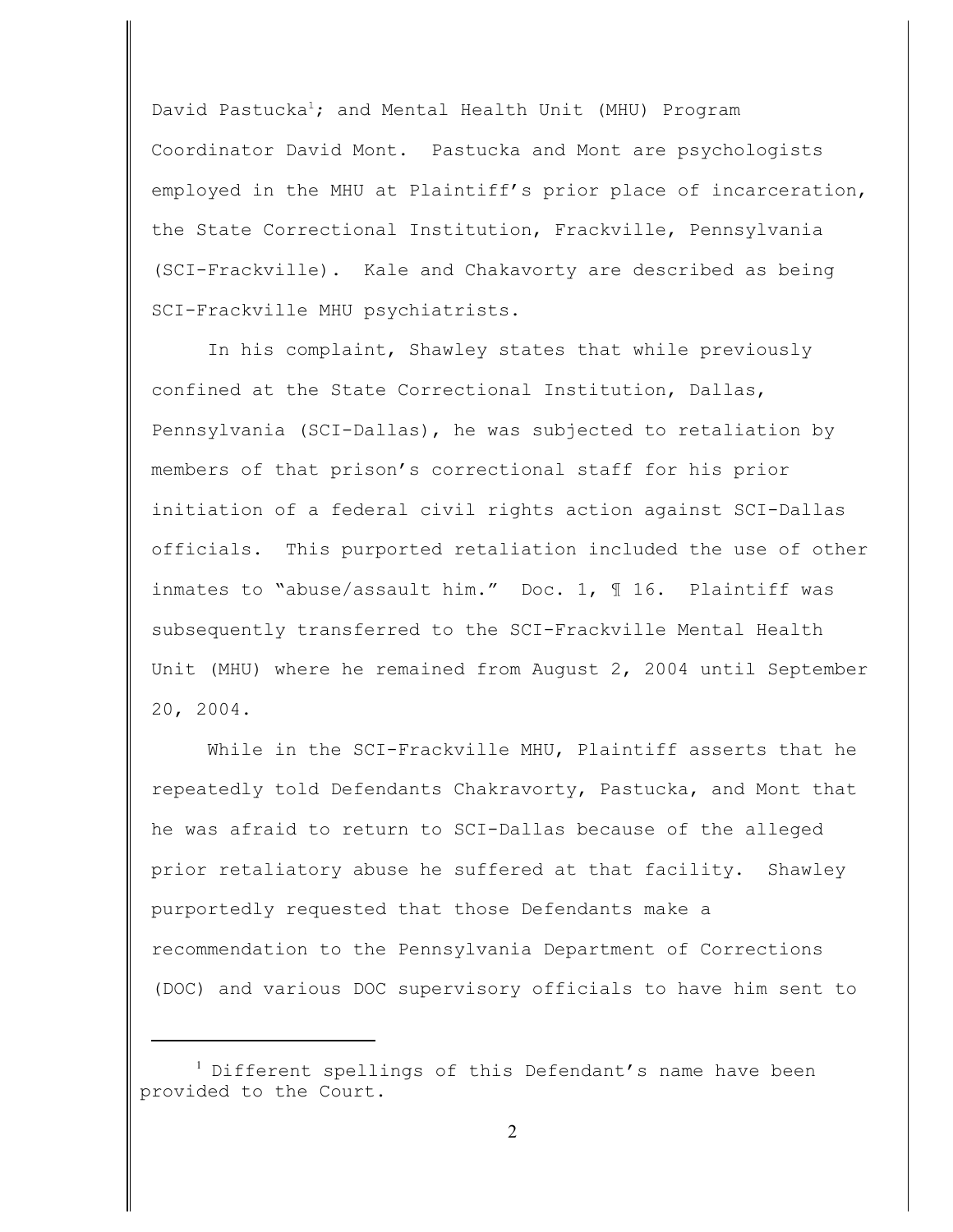David Pastucka[1]; and Mental Health Unit (MHU) Program Coordinator David Mont. Pastucka and Mont are psychologists employed in the MHU at Plaintiff's prior place of incarceration, the State Correctional Institution, Frackville, Pennsylvania (SCI-Frackville). Kale and Chakavorty are described as being SCI-Frackville MHU psychiatrists.

In his complaint, Shawley states that while previously confined at the State Correctional Institution, Dallas, Pennsylvania (SCI-Dallas), he was subjected to retaliation by members of that prison's correctional staff for his prior initiation of a federal civil rights action against SCI-Dallas officials. This purported retaliation included the use of other inmates to "abuse/assault him." Doc. 1, ¶ 16. Plaintiff was subsequently transferred to the SCI-Frackville Mental Health Unit (MHU) where he remained from August 2, 2004 until September 20, 2004.

While in the SCI-Frackville MHU, Plaintiff asserts that he repeatedly told Defendants Chakravorty, Pastucka, and Mont that he was afraid to return to SCI-Dallas because of the alleged prior retaliatory abuse he suffered at that facility. Shawley purportedly requested that those Defendants make a recommendation to the Pennsylvania Department of Corrections (DOC) and various DOC supervisory officials to have him sent to

[1] Different spellings of this Defendant's name have been provided to the Court.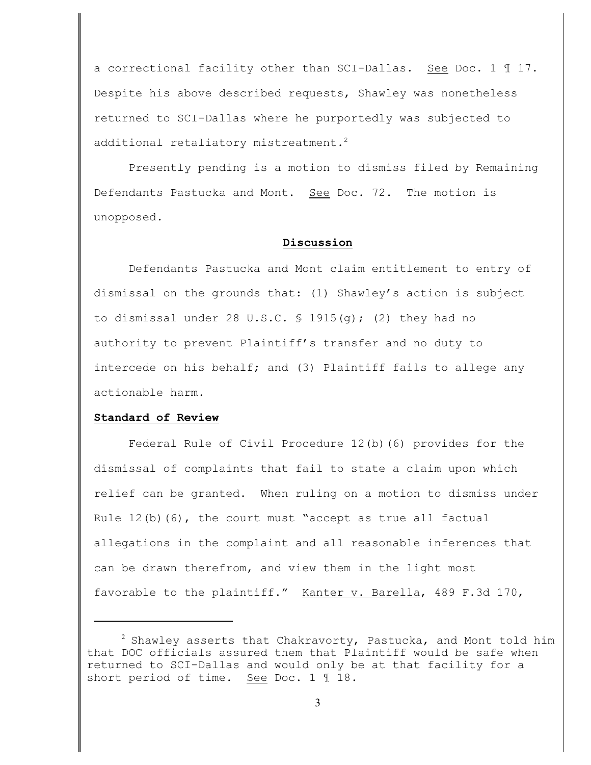a correctional facility other than SCI-Dallas. See Doc. 1 ¶ 17. Despite his above described requests, Shawley was nonetheless returned to SCI-Dallas where he purportedly was subjected to additional retaliatory mistreatment.[2]

Presently pending is a motion to dismiss filed by Remaining Defendants Pastucka and Mont. See Doc. 72. The motion is unopposed.

## Discussion

Defendants Pastucka and Mont claim entitlement to entry of dismissal on the grounds that: (1) Shawley's action is subject to dismissal under 28 U.S.C. § 1915(g); (2) they had no authority to prevent Plaintiff's transfer and no duty to intercede on his behalf; and (3) Plaintiff fails to allege any actionable harm.

### Standard of Review

Federal Rule of Civil Procedure 12(b)(6) provides for the dismissal of complaints that fail to state a claim upon which relief can be granted. When ruling on a motion to dismiss under Rule 12(b)(6), the court must "accept as true all factual allegations in the complaint and all reasonable inferences that can be drawn therefrom, and view them in the light most favorable to the plaintiff." Kanter v. Barella, 489 F.3d 170,

---

[2] Shawley asserts that Chakravorty, Pastucka, and Mont told him that DOC officials assured them that Plaintiff would be safe when returned to SCI-Dallas and would only be at that facility for a short period of time. See Doc. 1 ¶ 18.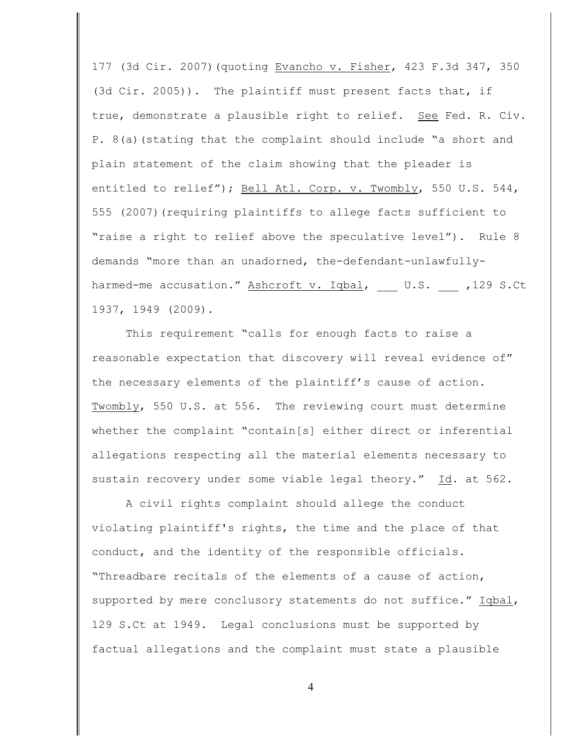177 (3d Cir. 2007)(quoting Evancho v. Fisher, 423 F.3d 347, 350 (3d Cir. 2005)). The plaintiff must present facts that, if true, demonstrate a plausible right to relief. See Fed. R. Civ. P. 8(a)(stating that the complaint should include "a short and plain statement of the claim showing that the pleader is entitled to relief"); Bell Atl. Corp. v. Twombly, 550 U.S. 544, 555 (2007)(requiring plaintiffs to allege facts sufficient to "raise a right to relief above the speculative level"). Rule 8 demands "more than an unadorned, the-defendant-unlawfully-harmed-me accusation." Ashcroft v. Iqbal, ___ U.S. ___ ,129 S.Ct 1937, 1949 (2009).

This requirement "calls for enough facts to raise a reasonable expectation that discovery will reveal evidence of" the necessary elements of the plaintiff's cause of action. Twombly, 550 U.S. at 556. The reviewing court must determine whether the complaint "contain[s] either direct or inferential allegations respecting all the material elements necessary to sustain recovery under some viable legal theory." Id. at 562.

A civil rights complaint should allege the conduct violating plaintiff's rights, the time and the place of that conduct, and the identity of the responsible officials. "Threadbare recitals of the elements of a cause of action, supported by mere conclusory statements do not suffice." Iqbal, 129 S.Ct at 1949. Legal conclusions must be supported by factual allegations and the complaint must state a plausible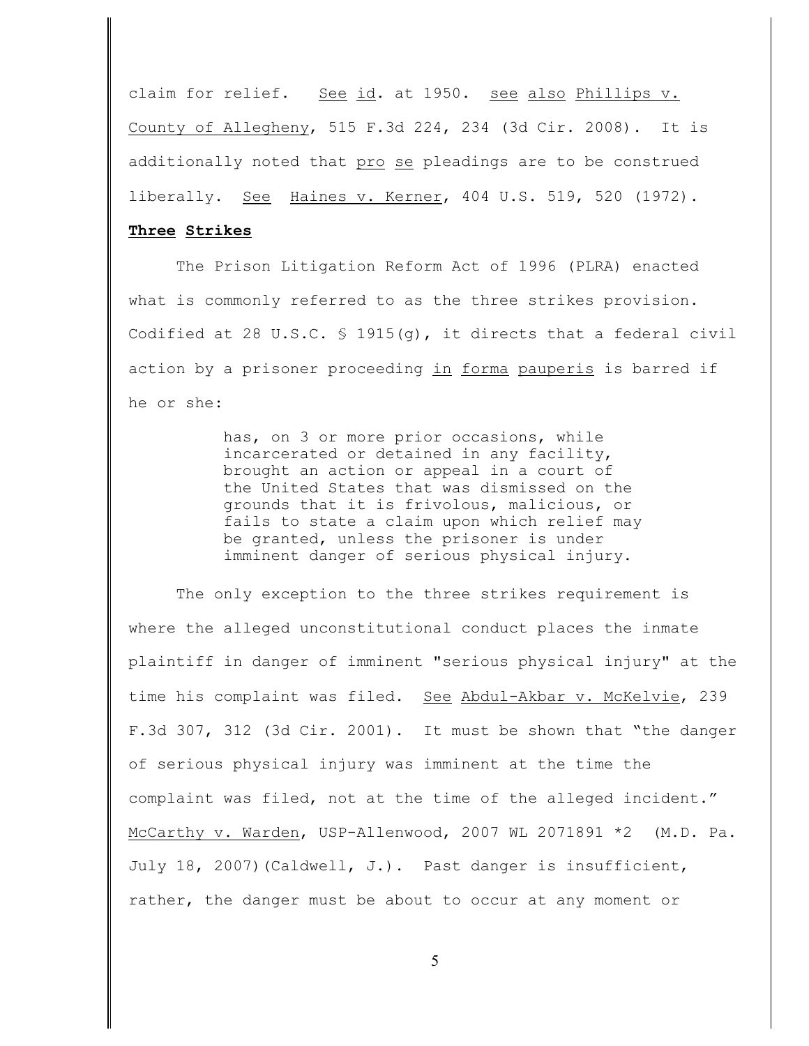claim for relief. See id. at 1950. see also Phillips v. County of Allegheny, 515 F.3d 224, 234 (3d Cir. 2008). It is additionally noted that pro se pleadings are to be construed liberally. See Haines v. Kerner, 404 U.S. 519, 520 (1972).

**Three Strikes**

The Prison Litigation Reform Act of 1996 (PLRA) enacted what is commonly referred to as the three strikes provision. Codified at 28 U.S.C. § 1915(g), it directs that a federal civil action by a prisoner proceeding in forma pauperis is barred if he or she:

> has, on 3 or more prior occasions, while incarcerated or detained in any facility, brought an action or appeal in a court of the United States that was dismissed on the grounds that it is frivolous, malicious, or fails to state a claim upon which relief may be granted, unless the prisoner is under imminent danger of serious physical injury.

The only exception to the three strikes requirement is where the alleged unconstitutional conduct places the inmate plaintiff in danger of imminent "serious physical injury" at the time his complaint was filed. See Abdul-Akbar v. McKelvie, 239 F.3d 307, 312 (3d Cir. 2001). It must be shown that "the danger of serious physical injury was imminent at the time the complaint was filed, not at the time of the alleged incident." McCarthy v. Warden, USP-Allenwood, 2007 WL 2071891 \*2 (M.D. Pa. July 18, 2007)(Caldwell, J.). Past danger is insufficient, rather, the danger must be about to occur at any moment or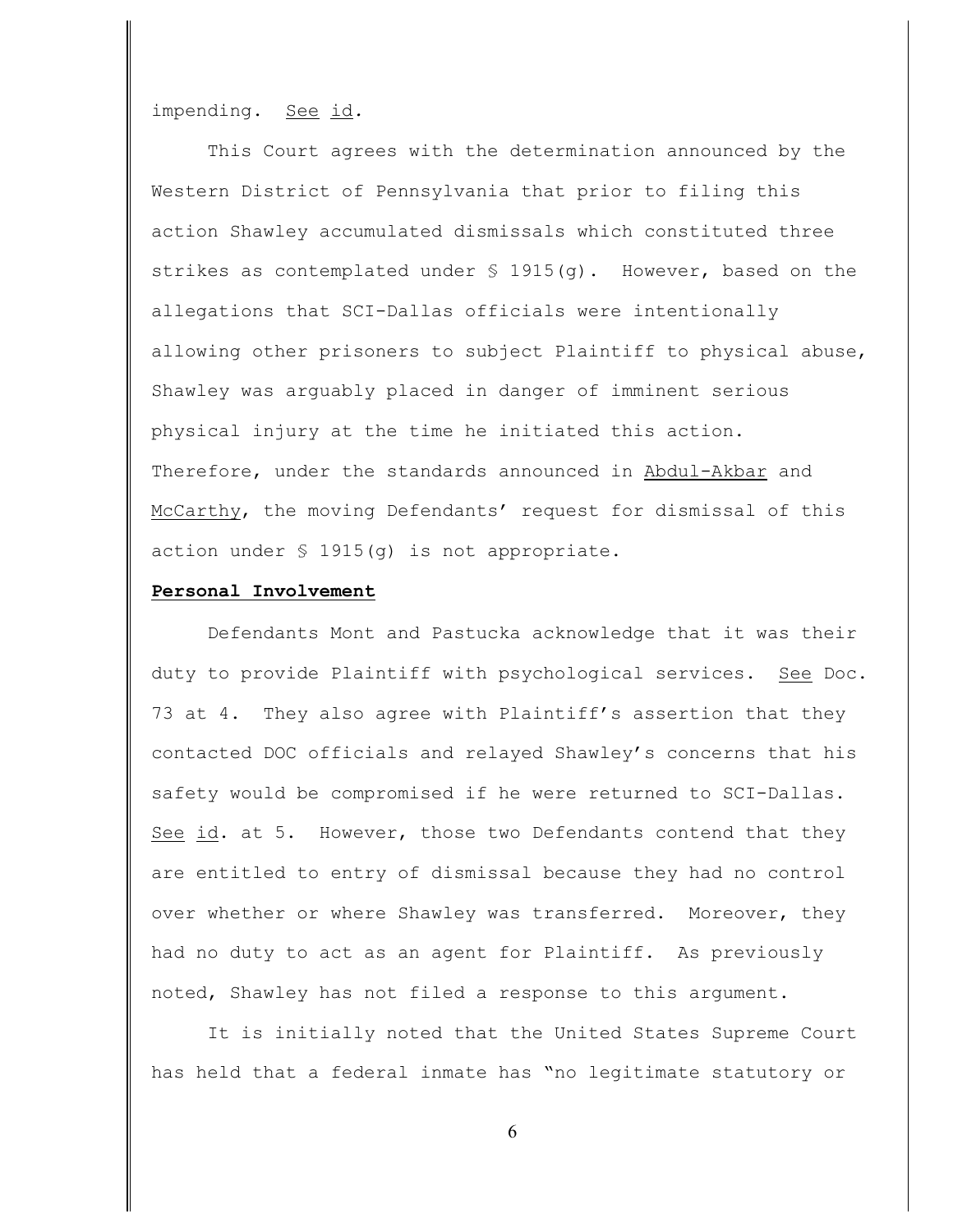impending. See id.

This Court agrees with the determination announced by the Western District of Pennsylvania that prior to filing this action Shawley accumulated dismissals which constituted three strikes as contemplated under § 1915(g). However, based on the allegations that SCI-Dallas officials were intentionally allowing other prisoners to subject Plaintiff to physical abuse, Shawley was arguably placed in danger of imminent serious physical injury at the time he initiated this action. Therefore, under the standards announced in Abdul-Akbar and McCarthy, the moving Defendants' request for dismissal of this action under § 1915(g) is not appropriate.

**Personal Involvement**

Defendants Mont and Pastucka acknowledge that it was their duty to provide Plaintiff with psychological services. See Doc. 73 at 4. They also agree with Plaintiff's assertion that they contacted DOC officials and relayed Shawley's concerns that his safety would be compromised if he were returned to SCI-Dallas. See id. at 5. However, those two Defendants contend that they are entitled to entry of dismissal because they had no control over whether or where Shawley was transferred. Moreover, they had no duty to act as an agent for Plaintiff. As previously noted, Shawley has not filed a response to this argument.

It is initially noted that the United States Supreme Court has held that a federal inmate has "no legitimate statutory or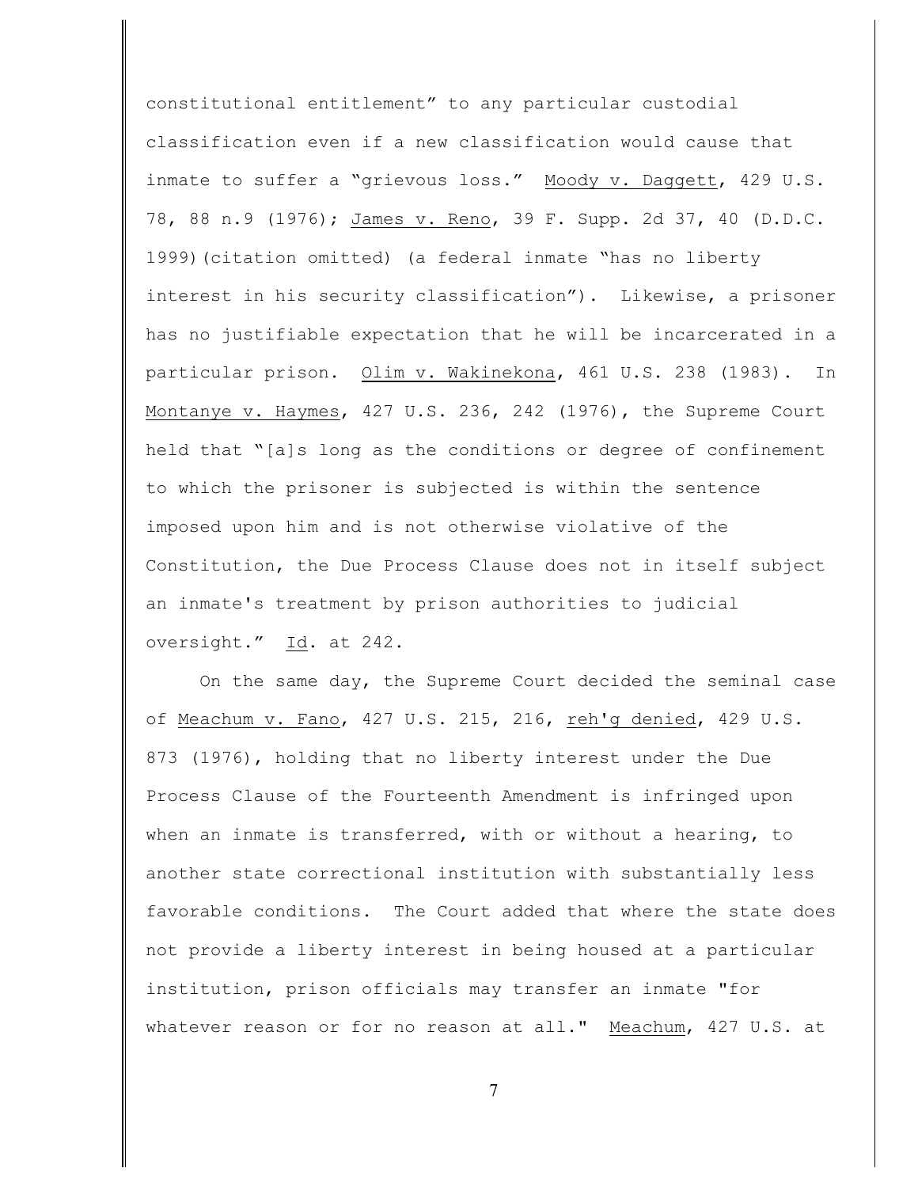constitutional entitlement" to any particular custodial classification even if a new classification would cause that inmate to suffer a "grievous loss." Moody v. Daggett, 429 U.S. 78, 88 n.9 (1976); James v. Reno, 39 F. Supp. 2d 37, 40 (D.D.C. 1999)(citation omitted) (a federal inmate "has no liberty interest in his security classification"). Likewise, a prisoner has no justifiable expectation that he will be incarcerated in a particular prison. Olim v. Wakinekona, 461 U.S. 238 (1983). In Montanye v. Haymes, 427 U.S. 236, 242 (1976), the Supreme Court held that "[a]s long as the conditions or degree of confinement to which the prisoner is subjected is within the sentence imposed upon him and is not otherwise violative of the Constitution, the Due Process Clause does not in itself subject an inmate's treatment by prison authorities to judicial oversight." Id. at 242.

On the same day, the Supreme Court decided the seminal case of Meachum v. Fano, 427 U.S. 215, 216, reh'g denied, 429 U.S. 873 (1976), holding that no liberty interest under the Due Process Clause of the Fourteenth Amendment is infringed upon when an inmate is transferred, with or without a hearing, to another state correctional institution with substantially less favorable conditions. The Court added that where the state does not provide a liberty interest in being housed at a particular institution, prison officials may transfer an inmate "for whatever reason or for no reason at all." Meachum, 427 U.S. at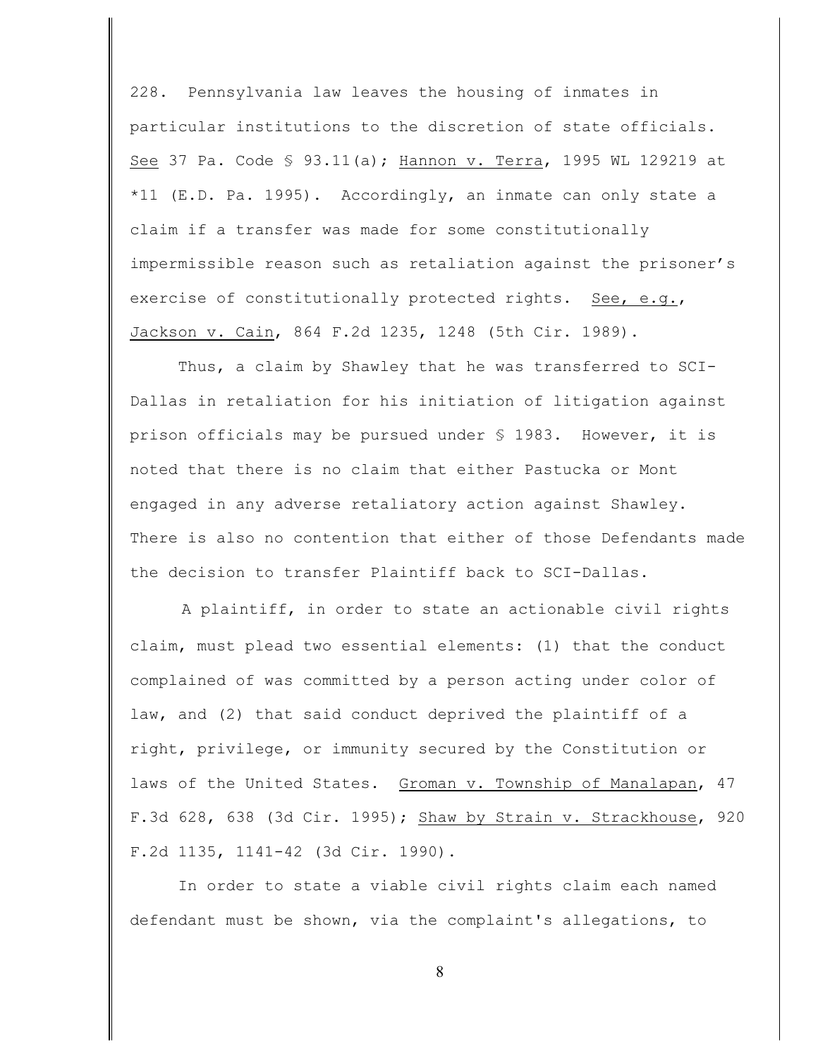228. Pennsylvania law leaves the housing of inmates in particular institutions to the discretion of state officials. See 37 Pa. Code § 93.11(a); Hannon v. Terra, 1995 WL 129219 at *11 (E.D. Pa. 1995). Accordingly, an inmate can only state a claim if a transfer was made for some constitutionally impermissible reason such as retaliation against the prisoner's exercise of constitutionally protected rights. See, e.g., Jackson v. Cain, 864 F.2d 1235, 1248 (5th Cir. 1989).

Thus, a claim by Shawley that he was transferred to SCI-Dallas in retaliation for his initiation of litigation against prison officials may be pursued under § 1983. However, it is noted that there is no claim that either Pastucka or Mont engaged in any adverse retaliatory action against Shawley. There is also no contention that either of those Defendants made the decision to transfer Plaintiff back to SCI-Dallas.

A plaintiff, in order to state an actionable civil rights claim, must plead two essential elements: (1) that the conduct complained of was committed by a person acting under color of law, and (2) that said conduct deprived the plaintiff of a right, privilege, or immunity secured by the Constitution or laws of the United States. Groman v. Township of Manalapan, 47 F.3d 628, 638 (3d Cir. 1995); Shaw by Strain v. Strackhouse, 920 F.2d 1135, 1141-42 (3d Cir. 1990).

In order to state a viable civil rights claim each named defendant must be shown, via the complaint's allegations, to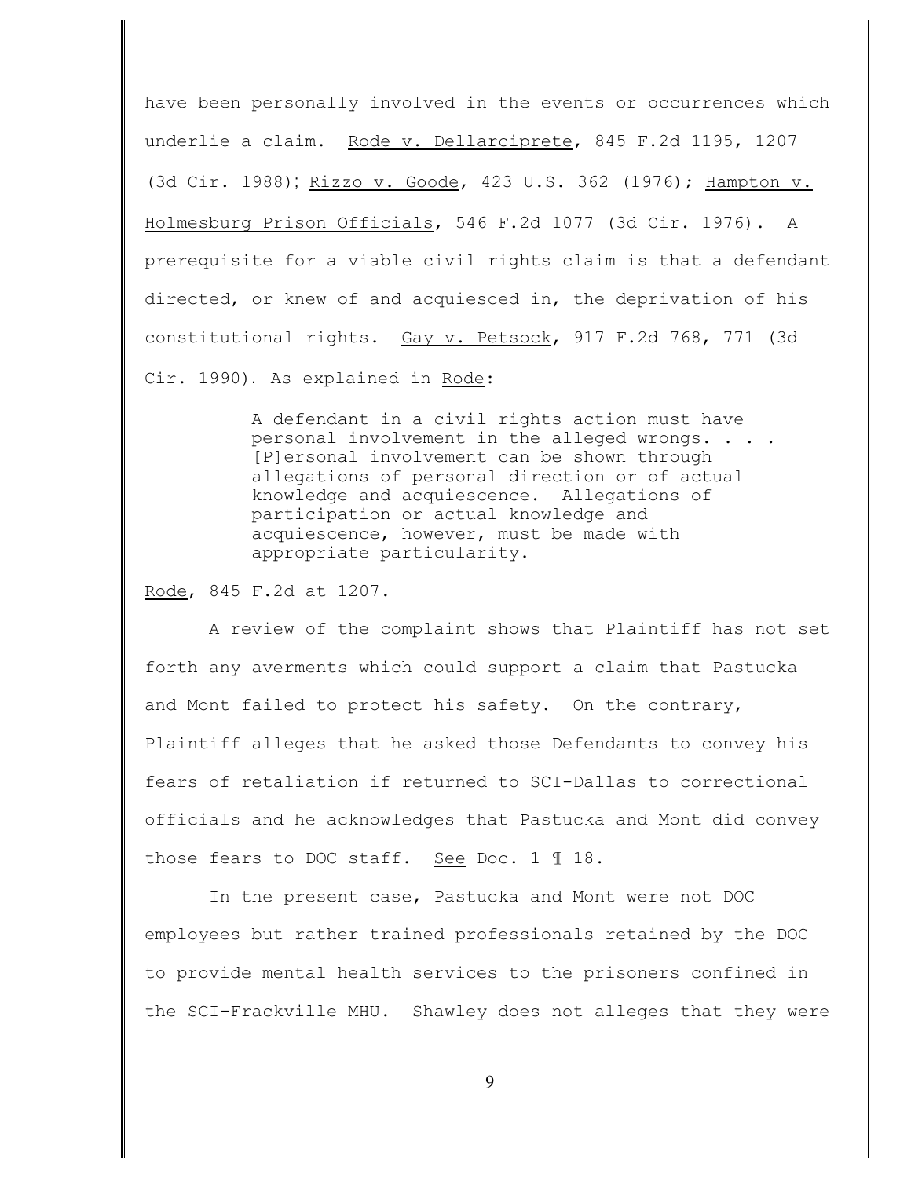have been personally involved in the events or occurrences which underlie a claim. Rode v. Dellarciprete, 845 F.2d 1195, 1207 (3d Cir. 1988); Rizzo v. Goode, 423 U.S. 362 (1976); Hampton v. Holmesburg Prison Officials, 546 F.2d 1077 (3d Cir. 1976). A prerequisite for a viable civil rights claim is that a defendant directed, or knew of and acquiesced in, the deprivation of his constitutional rights. Gay v. Petsock, 917 F.2d 768, 771 (3d Cir. 1990). As explained in Rode:

> A defendant in a civil rights action must have personal involvement in the alleged wrongs. . . . [P]ersonal involvement can be shown through allegations of personal direction or of actual knowledge and acquiescence. Allegations of participation or actual knowledge and acquiescence, however, must be made with appropriate particularity.

Rode, 845 F.2d at 1207.

A review of the complaint shows that Plaintiff has not set forth any averments which could support a claim that Pastucka and Mont failed to protect his safety. On the contrary, Plaintiff alleges that he asked those Defendants to convey his fears of retaliation if returned to SCI-Dallas to correctional officials and he acknowledges that Pastucka and Mont did convey those fears to DOC staff. See Doc. 1 ¶ 18.

In the present case, Pastucka and Mont were not DOC employees but rather trained professionals retained by the DOC to provide mental health services to the prisoners confined in the SCI-Frackville MHU. Shawley does not alleges that they were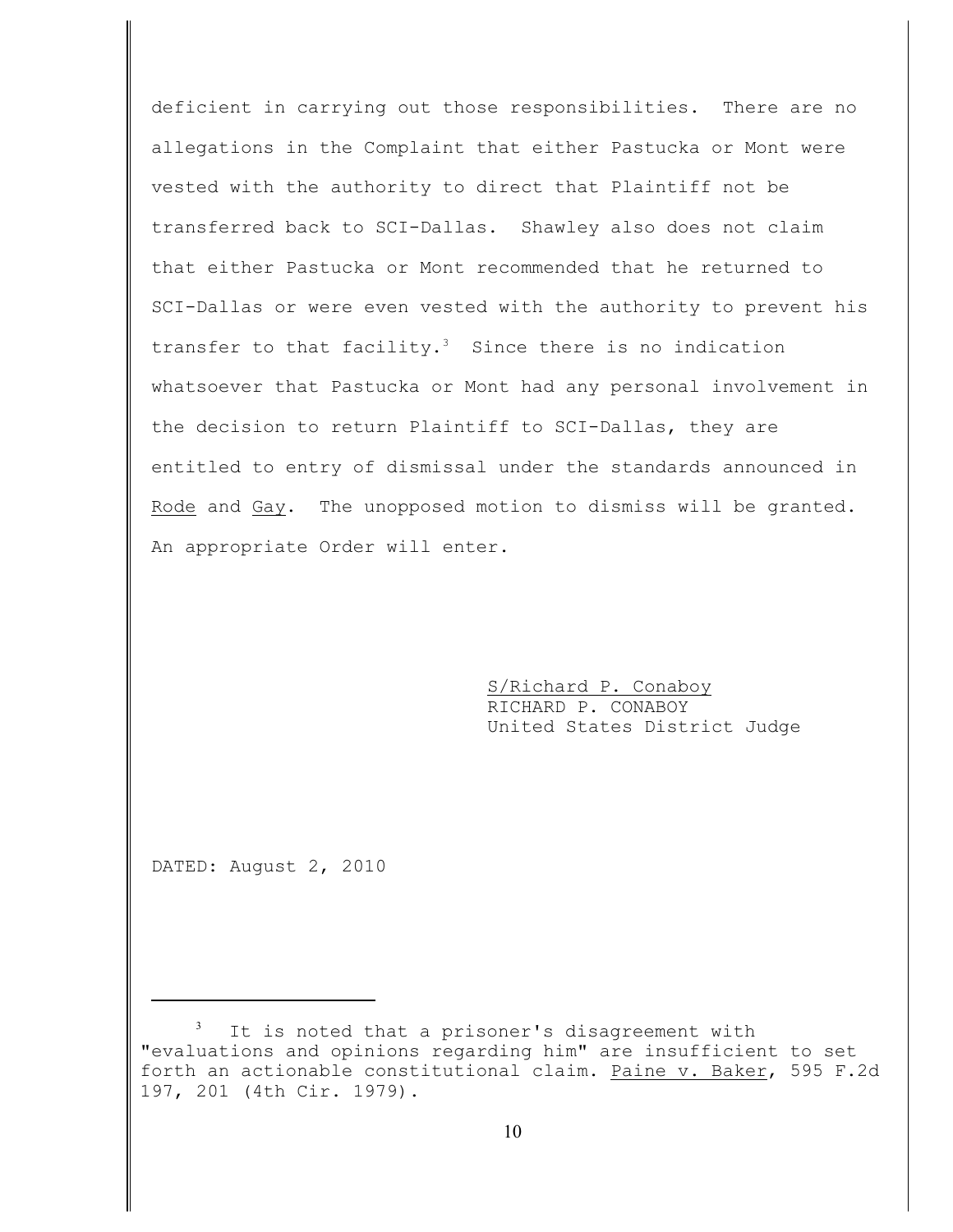deficient in carrying out those responsibilities. There are no allegations in the Complaint that either Pastucka or Mont were vested with the authority to direct that Plaintiff not be transferred back to SCI-Dallas. Shawley also does not claim that either Pastucka or Mont recommended that he returned to SCI-Dallas or were even vested with the authority to prevent his transfer to that facility.[3] Since there is no indication whatsoever that Pastucka or Mont had any personal involvement in the decision to return Plaintiff to SCI-Dallas, they are entitled to entry of dismissal under the standards announced in Rode and Gay. The unopposed motion to dismiss will be granted. An appropriate Order will enter.

S/Richard P. Conaboy
RICHARD P. CONABOY
United States District Judge

DATED: August 2, 2010

---

[3] It is noted that a prisoner's disagreement with "evaluations and opinions regarding him" are insufficient to set forth an actionable constitutional claim. Paine v. Baker, 595 F.2d 197, 201 (4th Cir. 1979).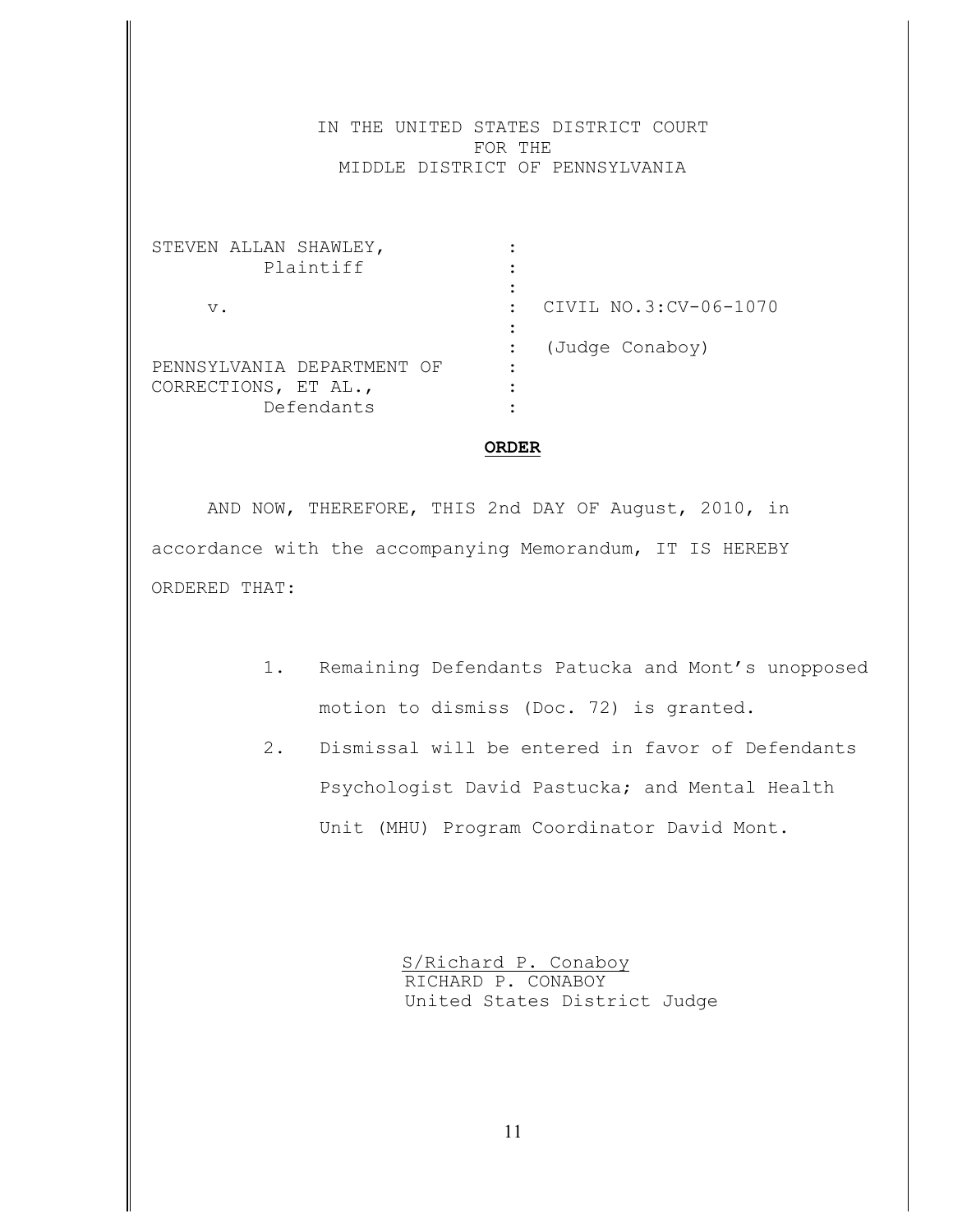IN THE UNITED STATES DISTRICT COURT
FOR THE
MIDDLE DISTRICT OF PENNSYLVANIA

| | | |
|---|---|---|
| STEVEN ALLAN SHAWLEY, Plaintiff | : | |
| v. | : | CIVIL NO.3:CV-06-1070 |
| | : | (Judge Conaboy) |
| PENNSYLVANIA DEPARTMENT OF CORRECTIONS, ET AL., Defendants | : | |

**ORDER**

AND NOW, THEREFORE, THIS 2nd DAY OF August, 2010, in accordance with the accompanying Memorandum, IT IS HEREBY ORDERED THAT:

1. Remaining Defendants Patucka and Mont's unopposed motion to dismiss (Doc. 72) is granted.
2. Dismissal will be entered in favor of Defendants Psychologist David Pastucka; and Mental Health Unit (MHU) Program Coordinator David Mont.

S/Richard P. Conaboy
RICHARD P. CONABOY
United States District Judge